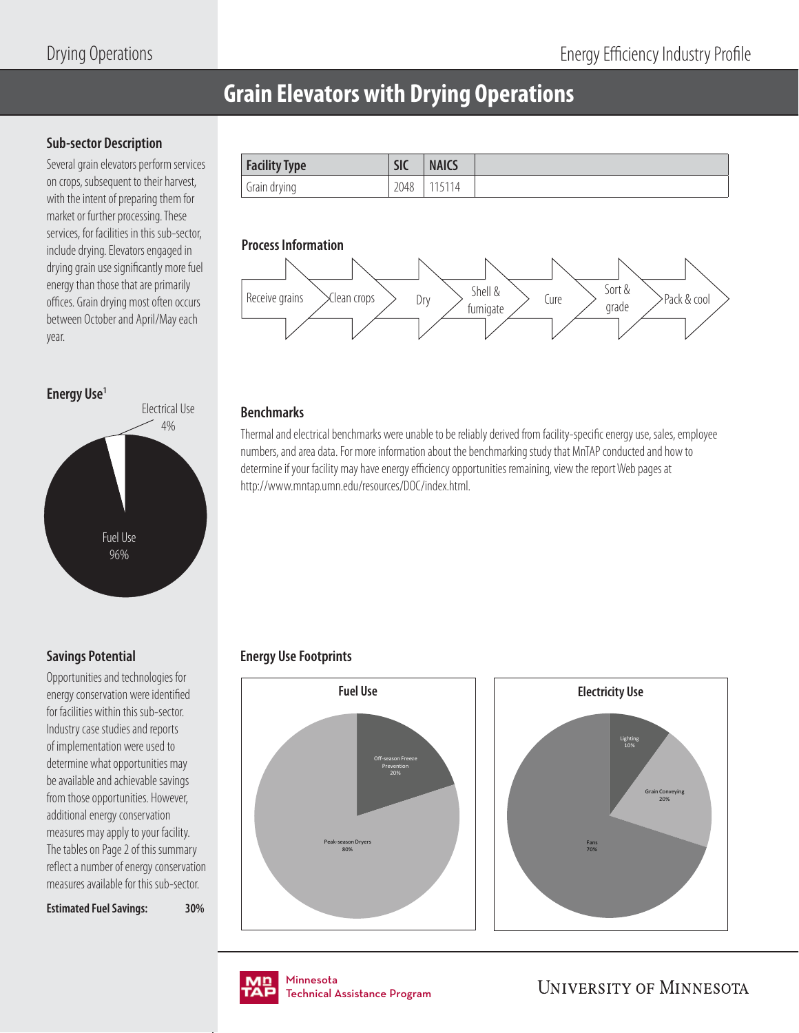# Grain Elevators with Drying Operations

## Sub-sector Description

Several grain elevators perform services on crops, subsequent to their harvest, with the intent of preparing them for market or further processing. These services, for facilities in this sub-sector, include drying. Elevators engaged in drying grain use significantly more fuel energy than those that are primarily offices. Grain drying most often occurs between October and April/May each year.

| Facility Type | SIC | NAICS | |
|---|---|---|---|
| Grain drying | 2048 | 115114 | |

## Process Information

Receive grains → Clean crops → Dry → Shell & fumigate → Cure → Sort & grade → Pack & cool

## Energy Use[1]

Electrical Use 4%

Fuel Use 96%

## Benchmarks

Thermal and electrical benchmarks were unable to be reliably derived from facility-specific energy use, sales, employee numbers, and area data. For more information about the benchmarking study that MnTAP conducted and how to determine if your facility may have energy efficiency opportunities remaining, view the report Web pages at http://www.mntap.umn.edu/resources/DOC/index.html.

## Savings Potential

Opportunities and technologies for energy conservation were identified for facilities within this sub-sector. Industry case studies and reports of implementation were used to determine what opportunities may be available and achievable savings from those opportunities. However, additional energy conservation measures may apply to your facility. The tables on Page 2 of this summary reflect a number of energy conservation measures available for this sub-sector.

**Estimated Fuel Savings: 30%**

## Energy Use Footprints

**Fuel Use**

- Off-season Freeze Prevention 20%
- Peak-season Dryers 80%

**Electricity Use**

- Lighting 10%
- Grain Conveying 20%
- Fans 70%

Minnesota Technical Assistance Program

University of Minnesota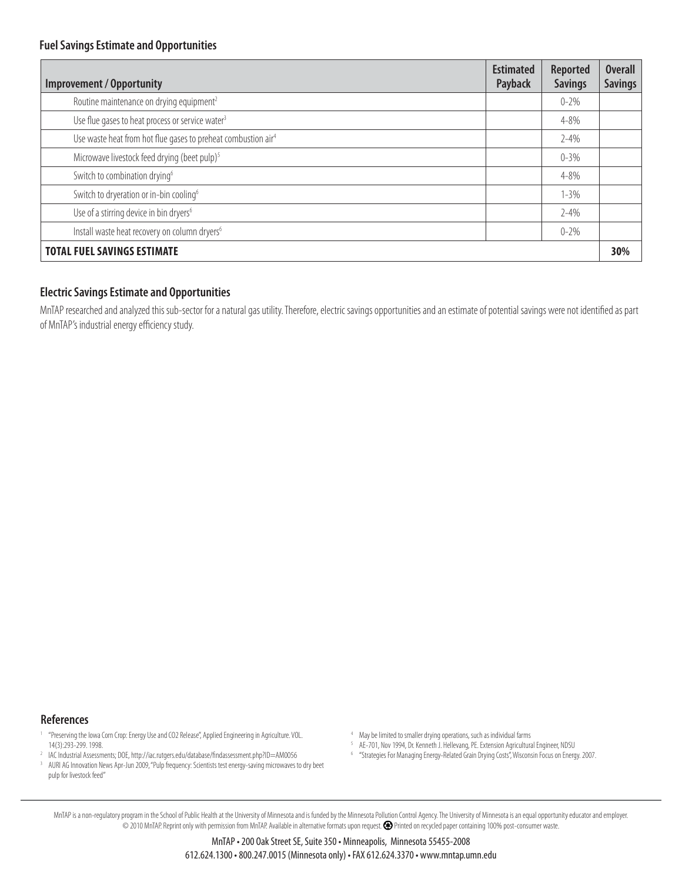### Fuel Savings Estimate and Opportunities

| Improvement / Opportunity | Estimated Payback | Reported Savings | Overall Savings |
|---|---|---|---|
| Routine maintenance on drying equipment[2] | | 0-2% | |
| Use flue gases to heat process or service water[3] | | 4-8% | |
| Use waste heat from hot flue gases to preheat combustion air[4] | | 2-4% | |
| Microwave livestock feed drying (beet pulp)[5] | | 0-3% | |
| Switch to combination drying[6] | | 4-8% | |
| Switch to dryeration or in-bin cooling[6] | | 1-3% | |
| Use of a stirring device in bin dryers[6] | | 2-4% | |
| Install waste heat recovery on column dryers[6] | | 0-2% | |
| **TOTAL FUEL SAVINGS ESTIMATE** | | | **30%** |

### Electric Savings Estimate and Opportunities

MnTAP researched and analyzed this sub-sector for a natural gas utility. Therefore, electric savings opportunities and an estimate of potential savings were not identified as part of MnTAP's industrial energy efficiency study.

### References

1. "Preserving the Iowa Corn Crop: Energy Use and CO2 Release", Applied Engineering in Agriculture. VOL. 14(3):293-299. 1998.
2. IAC Industrial Assessments; DOE, http://iac.rutgers.edu/database/findassessment.php?ID=AM0056
3. AURI AG Innovation News Apr-Jun 2009, "Pulp frequency: Scientists test energy-saving microwaves to dry beet pulp for livestock feed"
4. May be limited to smaller drying operations, such as individual farms
5. AE-701, Nov 1994, Dr. Kenneth J. Hellevang, PE. Extension Agricultural Engineer, NDSU
6. "Strategies For Managing Energy-Related Grain Drying Costs", Wisconsin Focus on Energy. 2007.

MnTAP is a non-regulatory program in the School of Public Health at the University of Minnesota and is funded by the Minnesota Pollution Control Agency. The University of Minnesota is an equal opportunity educator and employer. © 2010 MnTAP. Reprint only with permission from MnTAP. Available in alternative formats upon request. Printed on recycled paper containing 100% post-consumer waste.

MnTAP • 200 Oak Street SE, Suite 350 • Minneapolis, Minnesota 55455-2008
612.624.1300 • 800.247.0015 (Minnesota only) • FAX 612.624.3370 • www.mntap.umn.edu